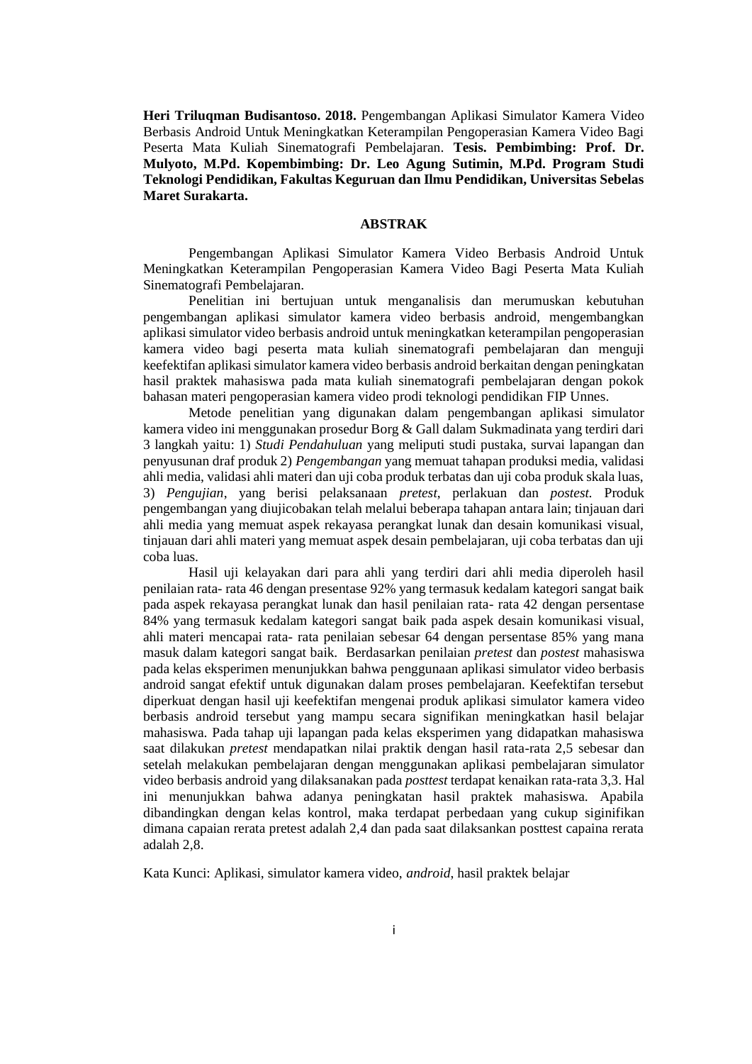**Heri Triluqman Budisantoso. 2018.** Pengembangan Aplikasi Simulator Kamera Video Berbasis Android Untuk Meningkatkan Keterampilan Pengoperasian Kamera Video Bagi Peserta Mata Kuliah Sinematografi Pembelajaran. **Tesis. Pembimbing: Prof. Dr. Mulyoto, M.Pd. Kopembimbing: Dr. Leo Agung Sutimin, M.Pd. Program Studi Teknologi Pendidikan, Fakultas Keguruan dan Ilmu Pendidikan, Universitas Sebelas Maret Surakarta.**

## ABSTRAK

Pengembangan Aplikasi Simulator Kamera Video Berbasis Android Untuk Meningkatkan Keterampilan Pengoperasian Kamera Video Bagi Peserta Mata Kuliah Sinematografi Pembelajaran.

Penelitian ini bertujuan untuk menganalisis dan merumuskan kebutuhan pengembangan aplikasi simulator kamera video berbasis android, mengembangkan aplikasi simulator video berbasis android untuk meningkatkan keterampilan pengoperasian kamera video bagi peserta mata kuliah sinematografi pembelajaran dan menguji keefektifan aplikasi simulator kamera video berbasis android berkaitan dengan peningkatan hasil praktek mahasiswa pada mata kuliah sinematografi pembelajaran dengan pokok bahasan materi pengoperasian kamera video prodi teknologi pendidikan FIP Unnes.

Metode penelitian yang digunakan dalam pengembangan aplikasi simulator kamera video ini menggunakan prosedur Borg & Gall dalam Sukmadinata yang terdiri dari 3 langkah yaitu: 1) *Studi Pendahuluan* yang meliputi studi pustaka, survai lapangan dan penyusunan draf produk 2) *Pengembangan* yang memuat tahapan produksi media, validasi ahli media, validasi ahli materi dan uji coba produk terbatas dan uji coba produk skala luas, 3) *Pengujian*, yang berisi pelaksanaan *pretest*, perlakuan dan *postest.* Produk pengembangan yang diujicobakan telah melalui beberapa tahapan antara lain; tinjauan dari ahli media yang memuat aspek rekayasa perangkat lunak dan desain komunikasi visual, tinjauan dari ahli materi yang memuat aspek desain pembelajaran, uji coba terbatas dan uji coba luas.

Hasil uji kelayakan dari para ahli yang terdiri dari ahli media diperoleh hasil penilaian rata- rata 46 dengan presentase 92% yang termasuk kedalam kategori sangat baik pada aspek rekayasa perangkat lunak dan hasil penilaian rata- rata 42 dengan persentase 84% yang termasuk kedalam kategori sangat baik pada aspek desain komunikasi visual, ahli materi mencapai rata- rata penilaian sebesar 64 dengan persentase 85% yang mana masuk dalam kategori sangat baik. Berdasarkan penilaian *pretest* dan *postest* mahasiswa pada kelas eksperimen menunjukkan bahwa penggunaan aplikasi simulator video berbasis android sangat efektif untuk digunakan dalam proses pembelajaran. Keefektifan tersebut diperkuat dengan hasil uji keefektifan mengenai produk aplikasi simulator kamera video berbasis android tersebut yang mampu secara signifikan meningkatkan hasil belajar mahasiswa. Pada tahap uji lapangan pada kelas eksperimen yang didapatkan mahasiswa saat dilakukan *pretest* mendapatkan nilai praktik dengan hasil rata-rata 2,5 sebesar dan setelah melakukan pembelajaran dengan menggunakan aplikasi pembelajaran simulator video berbasis android yang dilaksanakan pada *posttest* terdapat kenaikan rata-rata 3,3. Hal ini menunjukkan bahwa adanya peningkatan hasil praktek mahasiswa. Apabila dibandingkan dengan kelas kontrol, maka terdapat perbedaan yang cukup siginifikan dimana capaian rerata pretest adalah 2,4 dan pada saat dilaksankan posttest capaina rerata adalah 2,8.

Kata Kunci: Aplikasi, simulator kamera video, *android*, hasil praktek belajar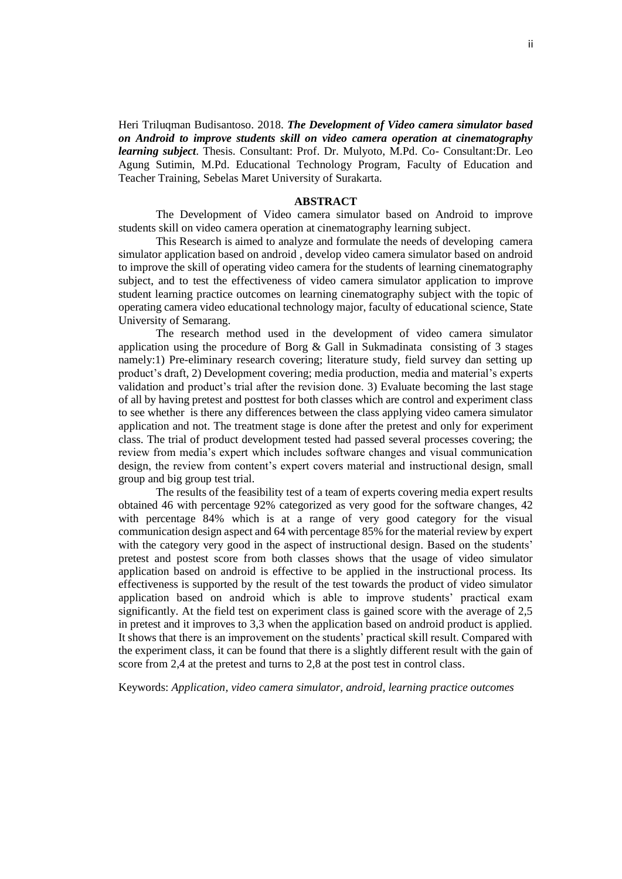Heri Triluqman Budisantoso. 2018. ***The Development of Video camera simulator based on Android to improve students skill on video camera operation at cinematography learning subject***. Thesis. Consultant: Prof. Dr. Mulyoto, M.Pd. Co- Consultant:Dr. Leo Agung Sutimin, M.Pd. Educational Technology Program, Faculty of Education and Teacher Training, Sebelas Maret University of Surakarta.

## ABSTRACT

The Development of Video camera simulator based on Android to improve students skill on video camera operation at cinematography learning subject.

This Research is aimed to analyze and formulate the needs of developing camera simulator application based on android , develop video camera simulator based on android to improve the skill of operating video camera for the students of learning cinematography subject, and to test the effectiveness of video camera simulator application to improve student learning practice outcomes on learning cinematography subject with the topic of operating camera video educational technology major, faculty of educational science, State University of Semarang.

The research method used in the development of video camera simulator application using the procedure of Borg & Gall in Sukmadinata consisting of 3 stages namely:1) Pre-eliminary research covering; literature study, field survey dan setting up product's draft, 2) Development covering; media production, media and material's experts validation and product's trial after the revision done. 3) Evaluate becoming the last stage of all by having pretest and posttest for both classes which are control and experiment class to see whether is there any differences between the class applying video camera simulator application and not. The treatment stage is done after the pretest and only for experiment class. The trial of product development tested had passed several processes covering; the review from media's expert which includes software changes and visual communication design, the review from content's expert covers material and instructional design, small group and big group test trial.

The results of the feasibility test of a team of experts covering media expert results obtained 46 with percentage 92% categorized as very good for the software changes, 42 with percentage 84% which is at a range of very good category for the visual communication design aspect and 64 with percentage 85% for the material review by expert with the category very good in the aspect of instructional design. Based on the students' pretest and postest score from both classes shows that the usage of video simulator application based on android is effective to be applied in the instructional process. Its effectiveness is supported by the result of the test towards the product of video simulator application based on android which is able to improve students' practical exam significantly. At the field test on experiment class is gained score with the average of 2,5 in pretest and it improves to 3,3 when the application based on android product is applied. It shows that there is an improvement on the students' practical skill result. Compared with the experiment class, it can be found that there is a slightly different result with the gain of score from 2,4 at the pretest and turns to 2,8 at the post test in control class.

Keywords: *Application, video camera simulator, android, learning practice outcomes*